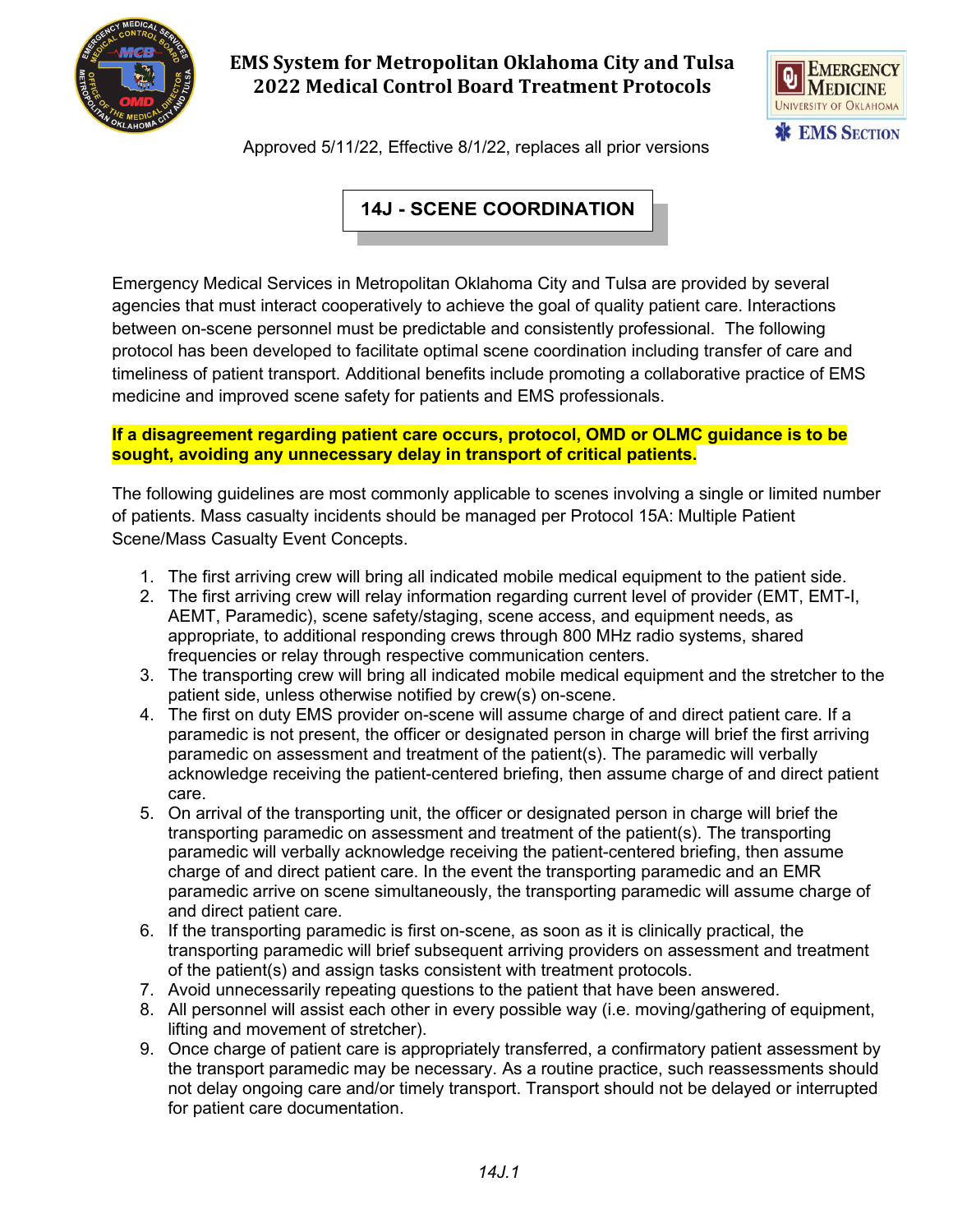# EMS System for Metropolitan Oklahoma City and Tulsa
# 2022 Medical Control Board Treatment Protocols

Approved 5/11/22, Effective 8/1/22, replaces all prior versions

## 14J - SCENE COORDINATION

Emergency Medical Services in Metropolitan Oklahoma City and Tulsa are provided by several agencies that must interact cooperatively to achieve the goal of quality patient care. Interactions between on-scene personnel must be predictable and consistently professional. The following protocol has been developed to facilitate optimal scene coordination including transfer of care and timeliness of patient transport. Additional benefits include promoting a collaborative practice of EMS medicine and improved scene safety for patients and EMS professionals.

**If a disagreement regarding patient care occurs, protocol, OMD or OLMC guidance is to be sought, avoiding any unnecessary delay in transport of critical patients.**

The following guidelines are most commonly applicable to scenes involving a single or limited number of patients. Mass casualty incidents should be managed per Protocol 15A: Multiple Patient Scene/Mass Casualty Event Concepts.

1. The first arriving crew will bring all indicated mobile medical equipment to the patient side.
2. The first arriving crew will relay information regarding current level of provider (EMT, EMT-I, AEMT, Paramedic), scene safety/staging, scene access, and equipment needs, as appropriate, to additional responding crews through 800 MHz radio systems, shared frequencies or relay through respective communication centers.
3. The transporting crew will bring all indicated mobile medical equipment and the stretcher to the patient side, unless otherwise notified by crew(s) on-scene.
4. The first on duty EMS provider on-scene will assume charge of and direct patient care. If a paramedic is not present, the officer or designated person in charge will brief the first arriving paramedic on assessment and treatment of the patient(s). The paramedic will verbally acknowledge receiving the patient-centered briefing, then assume charge of and direct patient care.
5. On arrival of the transporting unit, the officer or designated person in charge will brief the transporting paramedic on assessment and treatment of the patient(s). The transporting paramedic will verbally acknowledge receiving the patient-centered briefing, then assume charge of and direct patient care. In the event the transporting paramedic and an EMR paramedic arrive on scene simultaneously, the transporting paramedic will assume charge of and direct patient care.
6. If the transporting paramedic is first on-scene, as soon as it is clinically practical, the transporting paramedic will brief subsequent arriving providers on assessment and treatment of the patient(s) and assign tasks consistent with treatment protocols.
7. Avoid unnecessarily repeating questions to the patient that have been answered.
8. All personnel will assist each other in every possible way (i.e. moving/gathering of equipment, lifting and movement of stretcher).
9. Once charge of patient care is appropriately transferred, a confirmatory patient assessment by the transport paramedic may be necessary. As a routine practice, such reassessments should not delay ongoing care and/or timely transport. Transport should not be delayed or interrupted for patient care documentation.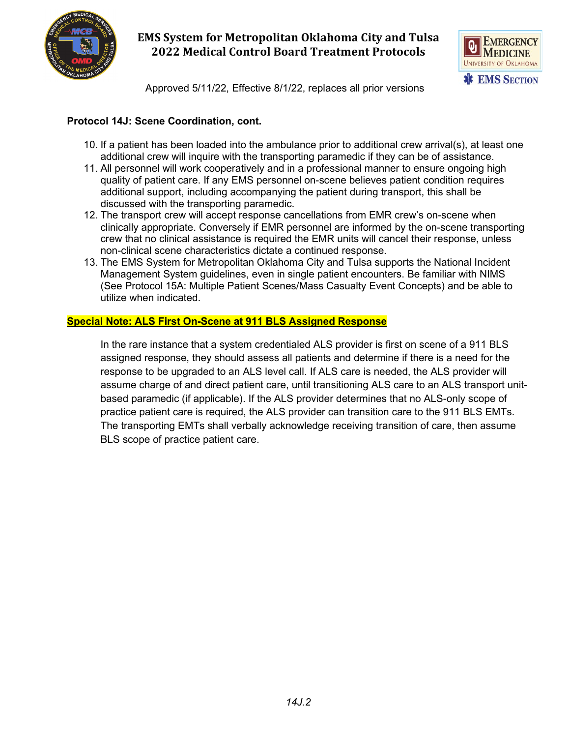**Protocol 14J: Scene Coordination, cont.**

10. If a patient has been loaded into the ambulance prior to additional crew arrival(s), at least one additional crew will inquire with the transporting paramedic if they can be of assistance.
11. All personnel will work cooperatively and in a professional manner to ensure ongoing high quality of patient care. If any EMS personnel on-scene believes patient condition requires additional support, including accompanying the patient during transport, this shall be discussed with the transporting paramedic.
12. The transport crew will accept response cancellations from EMR crew's on-scene when clinically appropriate. Conversely if EMR personnel are informed by the on-scene transporting crew that no clinical assistance is required the EMR units will cancel their response, unless non-clinical scene characteristics dictate a continued response.
13. The EMS System for Metropolitan Oklahoma City and Tulsa supports the National Incident Management System guidelines, even in single patient encounters. Be familiar with NIMS (See Protocol 15A: Multiple Patient Scenes/Mass Casualty Event Concepts) and be able to utilize when indicated.

**Special Note: ALS First On-Scene at 911 BLS Assigned Response**

In the rare instance that a system credentialed ALS provider is first on scene of a 911 BLS assigned response, they should assess all patients and determine if there is a need for the response to be upgraded to an ALS level call. If ALS care is needed, the ALS provider will assume charge of and direct patient care, until transitioning ALS care to an ALS transport unit-based paramedic (if applicable). If the ALS provider determines that no ALS-only scope of practice patient care is required, the ALS provider can transition care to the 911 BLS EMTs. The transporting EMTs shall verbally acknowledge receiving transition of care, then assume BLS scope of practice patient care.